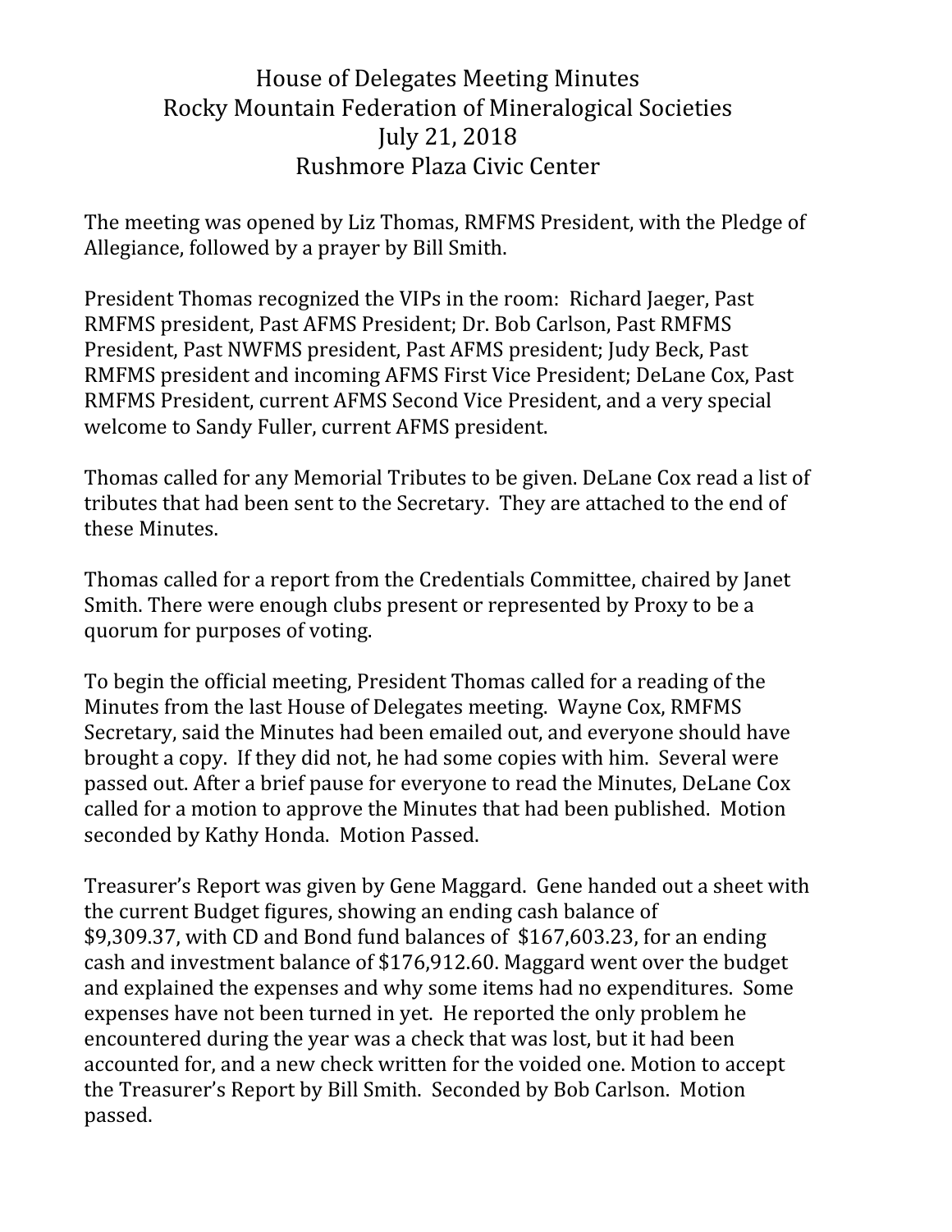# House of Delegates Meeting Minutes
## Rocky Mountain Federation of Mineralogical Societies
## July 21, 2018
## Rushmore Plaza Civic Center

The meeting was opened by Liz Thomas, RMFMS President, with the Pledge of Allegiance, followed by a prayer by Bill Smith.

President Thomas recognized the VIPs in the room: Richard Jaeger, Past RMFMS president, Past AFMS President; Dr. Bob Carlson, Past RMFMS President, Past NWFMS president, Past AFMS president; Judy Beck, Past RMFMS president and incoming AFMS First Vice President; DeLane Cox, Past RMFMS President, current AFMS Second Vice President, and a very special welcome to Sandy Fuller, current AFMS president.

Thomas called for any Memorial Tributes to be given. DeLane Cox read a list of tributes that had been sent to the Secretary. They are attached to the end of these Minutes.

Thomas called for a report from the Credentials Committee, chaired by Janet Smith. There were enough clubs present or represented by Proxy to be a quorum for purposes of voting.

To begin the official meeting, President Thomas called for a reading of the Minutes from the last House of Delegates meeting. Wayne Cox, RMFMS Secretary, said the Minutes had been emailed out, and everyone should have brought a copy. If they did not, he had some copies with him. Several were passed out. After a brief pause for everyone to read the Minutes, DeLane Cox called for a motion to approve the Minutes that had been published. Motion seconded by Kathy Honda. Motion Passed.

Treasurer's Report was given by Gene Maggard. Gene handed out a sheet with the current Budget figures, showing an ending cash balance of $9,309.37, with CD and Bond fund balances of $167,603.23, for an ending cash and investment balance of $176,912.60. Maggard went over the budget and explained the expenses and why some items had no expenditures. Some expenses have not been turned in yet. He reported the only problem he encountered during the year was a check that was lost, but it had been accounted for, and a new check written for the voided one. Motion to accept the Treasurer's Report by Bill Smith. Seconded by Bob Carlson. Motion passed.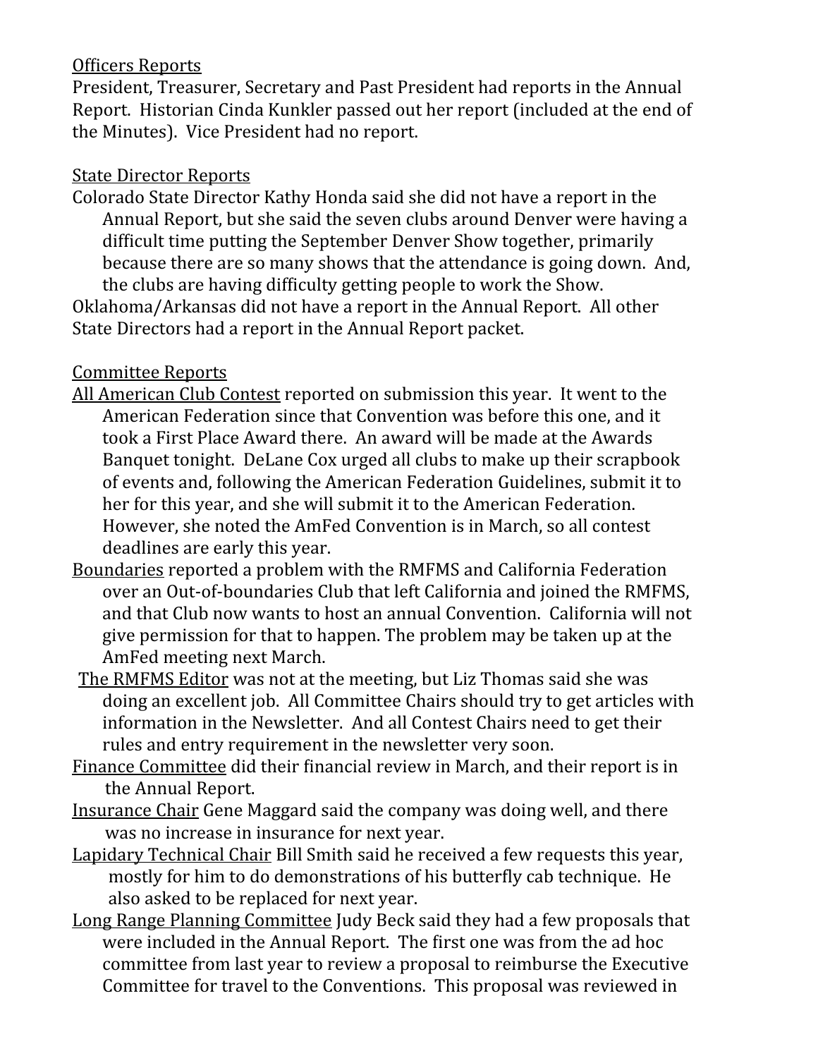Officers Reports

President, Treasurer, Secretary and Past President had reports in the Annual Report. Historian Cinda Kunkler passed out her report (included at the end of the Minutes). Vice President had no report.

State Director Reports

Colorado State Director Kathy Honda said she did not have a report in the Annual Report, but she said the seven clubs around Denver were having a difficult time putting the September Denver Show together, primarily because there are so many shows that the attendance is going down. And, the clubs are having difficulty getting people to work the Show.

Oklahoma/Arkansas did not have a report in the Annual Report. All other State Directors had a report in the Annual Report packet.

Committee Reports

All American Club Contest reported on submission this year. It went to the American Federation since that Convention was before this one, and it took a First Place Award there. An award will be made at the Awards Banquet tonight. DeLane Cox urged all clubs to make up their scrapbook of events and, following the American Federation Guidelines, submit it to her for this year, and she will submit it to the American Federation. However, she noted the AmFed Convention is in March, so all contest deadlines are early this year.

Boundaries reported a problem with the RMFMS and California Federation over an Out-of-boundaries Club that left California and joined the RMFMS, and that Club now wants to host an annual Convention. California will not give permission for that to happen. The problem may be taken up at the AmFed meeting next March.

The RMFMS Editor was not at the meeting, but Liz Thomas said she was doing an excellent job. All Committee Chairs should try to get articles with information in the Newsletter. And all Contest Chairs need to get their rules and entry requirement in the newsletter very soon.

Finance Committee did their financial review in March, and their report is in the Annual Report.

Insurance Chair Gene Maggard said the company was doing well, and there was no increase in insurance for next year.

Lapidary Technical Chair Bill Smith said he received a few requests this year, mostly for him to do demonstrations of his butterfly cab technique. He also asked to be replaced for next year.

Long Range Planning Committee Judy Beck said they had a few proposals that were included in the Annual Report. The first one was from the ad hoc committee from last year to review a proposal to reimburse the Executive Committee for travel to the Conventions. This proposal was reviewed in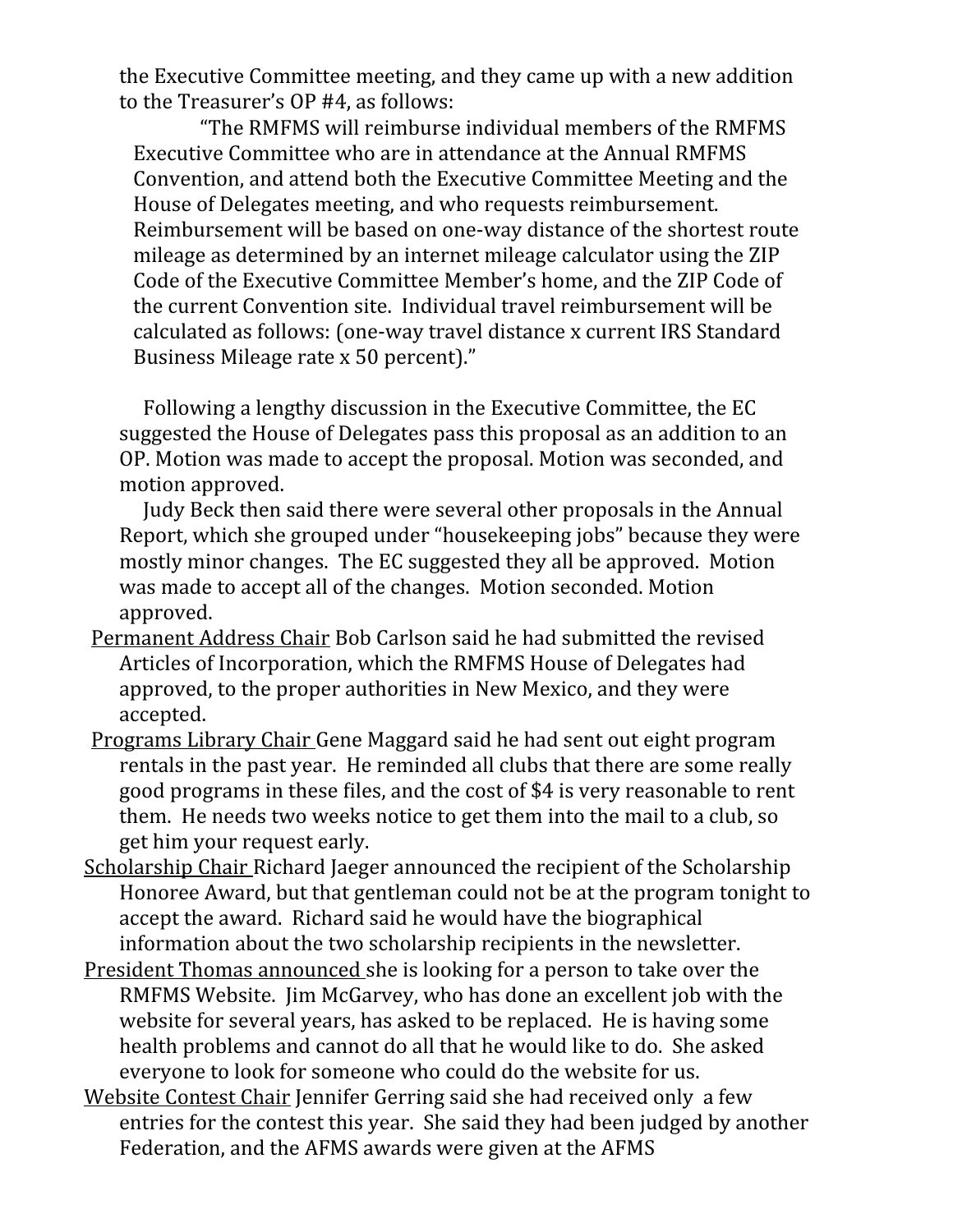the Executive Committee meeting, and they came up with a new addition to the Treasurer's OP #4, as follows:

> "The RMFMS will reimburse individual members of the RMFMS Executive Committee who are in attendance at the Annual RMFMS Convention, and attend both the Executive Committee Meeting and the House of Delegates meeting, and who requests reimbursement. Reimbursement will be based on one-way distance of the shortest route mileage as determined by an internet mileage calculator using the ZIP Code of the Executive Committee Member's home, and the ZIP Code of the current Convention site. Individual travel reimbursement will be calculated as follows: (one-way travel distance x current IRS Standard Business Mileage rate x 50 percent)."

Following a lengthy discussion in the Executive Committee, the EC suggested the House of Delegates pass this proposal as an addition to an OP. Motion was made to accept the proposal. Motion was seconded, and motion approved.

Judy Beck then said there were several other proposals in the Annual Report, which she grouped under "housekeeping jobs" because they were mostly minor changes. The EC suggested they all be approved. Motion was made to accept all of the changes. Motion seconded. Motion approved.

Permanent Address Chair Bob Carlson said he had submitted the revised Articles of Incorporation, which the RMFMS House of Delegates had approved, to the proper authorities in New Mexico, and they were accepted.

Programs Library Chair Gene Maggard said he had sent out eight program rentals in the past year. He reminded all clubs that there are some really good programs in these files, and the cost of $4 is very reasonable to rent them. He needs two weeks notice to get them into the mail to a club, so get him your request early.

Scholarship Chair Richard Jaeger announced the recipient of the Scholarship Honoree Award, but that gentleman could not be at the program tonight to accept the award. Richard said he would have the biographical information about the two scholarship recipients in the newsletter.

President Thomas announced she is looking for a person to take over the RMFMS Website. Jim McGarvey, who has done an excellent job with the website for several years, has asked to be replaced. He is having some health problems and cannot do all that he would like to do. She asked everyone to look for someone who could do the website for us.

Website Contest Chair Jennifer Gerring said she had received only a few entries for the contest this year. She said they had been judged by another Federation, and the AFMS awards were given at the AFMS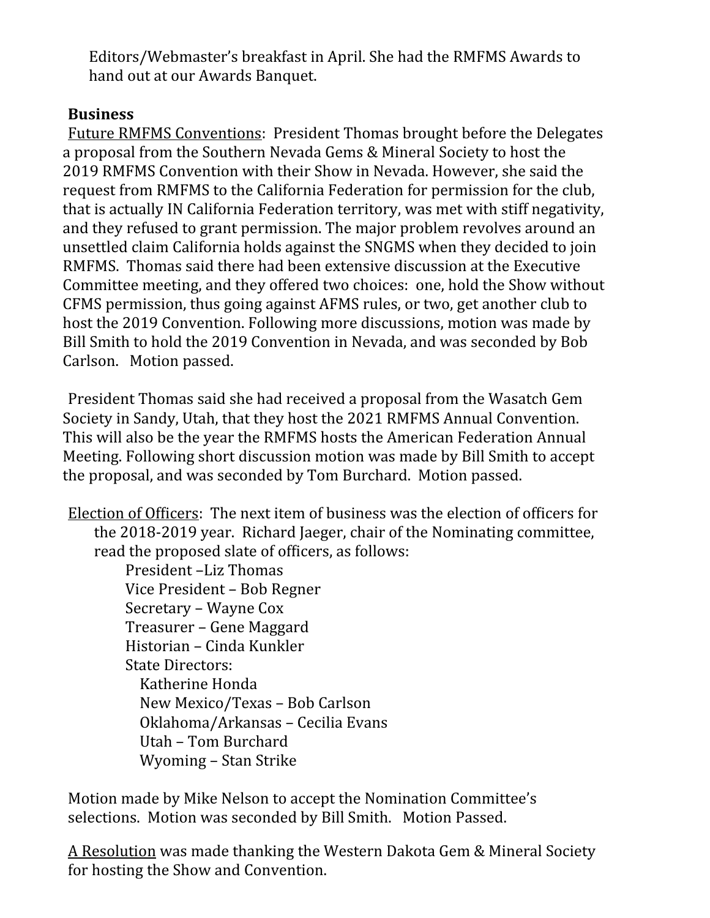Editors/Webmaster's breakfast in April. She had the RMFMS Awards to hand out at our Awards Banquet.

**Business**

Future RMFMS Conventions: President Thomas brought before the Delegates a proposal from the Southern Nevada Gems & Mineral Society to host the 2019 RMFMS Convention with their Show in Nevada. However, she said the request from RMFMS to the California Federation for permission for the club, that is actually IN California Federation territory, was met with stiff negativity, and they refused to grant permission. The major problem revolves around an unsettled claim California holds against the SNGMS when they decided to join RMFMS. Thomas said there had been extensive discussion at the Executive Committee meeting, and they offered two choices: one, hold the Show without CFMS permission, thus going against AFMS rules, or two, get another club to host the 2019 Convention. Following more discussions, motion was made by Bill Smith to hold the 2019 Convention in Nevada, and was seconded by Bob Carlson. Motion passed.

President Thomas said she had received a proposal from the Wasatch Gem Society in Sandy, Utah, that they host the 2021 RMFMS Annual Convention. This will also be the year the RMFMS hosts the American Federation Annual Meeting. Following short discussion motion was made by Bill Smith to accept the proposal, and was seconded by Tom Burchard. Motion passed.

Election of Officers: The next item of business was the election of officers for the 2018-2019 year. Richard Jaeger, chair of the Nominating committee, read the proposed slate of officers, as follows:

- President –Liz Thomas
- Vice President – Bob Regner
- Secretary – Wayne Cox
- Treasurer – Gene Maggard
- Historian – Cinda Kunkler
- State Directors:
  - Katherine Honda
  - New Mexico/Texas – Bob Carlson
  - Oklahoma/Arkansas – Cecilia Evans
  - Utah – Tom Burchard
  - Wyoming – Stan Strike

Motion made by Mike Nelson to accept the Nomination Committee's selections. Motion was seconded by Bill Smith. Motion Passed.

A Resolution was made thanking the Western Dakota Gem & Mineral Society for hosting the Show and Convention.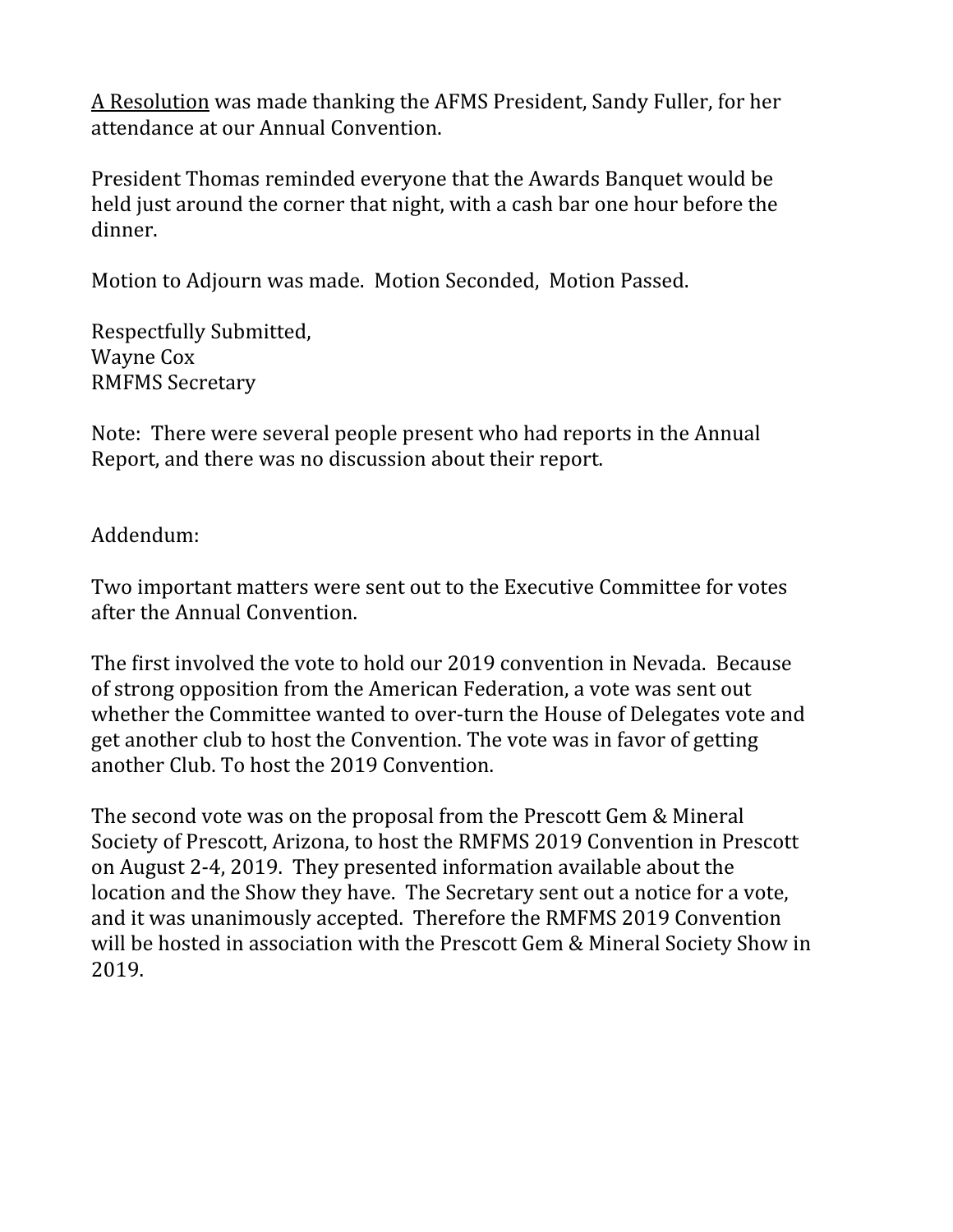<u>A Resolution</u> was made thanking the AFMS President, Sandy Fuller, for her attendance at our Annual Convention.

President Thomas reminded everyone that the Awards Banquet would be held just around the corner that night, with a cash bar one hour before the dinner.

Motion to Adjourn was made. Motion Seconded, Motion Passed.

Respectfully Submitted,
Wayne Cox
RMFMS Secretary

Note: There were several people present who had reports in the Annual Report, and there was no discussion about their report.

Addendum:

Two important matters were sent out to the Executive Committee for votes after the Annual Convention.

The first involved the vote to hold our 2019 convention in Nevada. Because of strong opposition from the American Federation, a vote was sent out whether the Committee wanted to over-turn the House of Delegates vote and get another club to host the Convention. The vote was in favor of getting another Club. To host the 2019 Convention.

The second vote was on the proposal from the Prescott Gem & Mineral Society of Prescott, Arizona, to host the RMFMS 2019 Convention in Prescott on August 2-4, 2019. They presented information available about the location and the Show they have. The Secretary sent out a notice for a vote, and it was unanimously accepted. Therefore the RMFMS 2019 Convention will be hosted in association with the Prescott Gem & Mineral Society Show in 2019.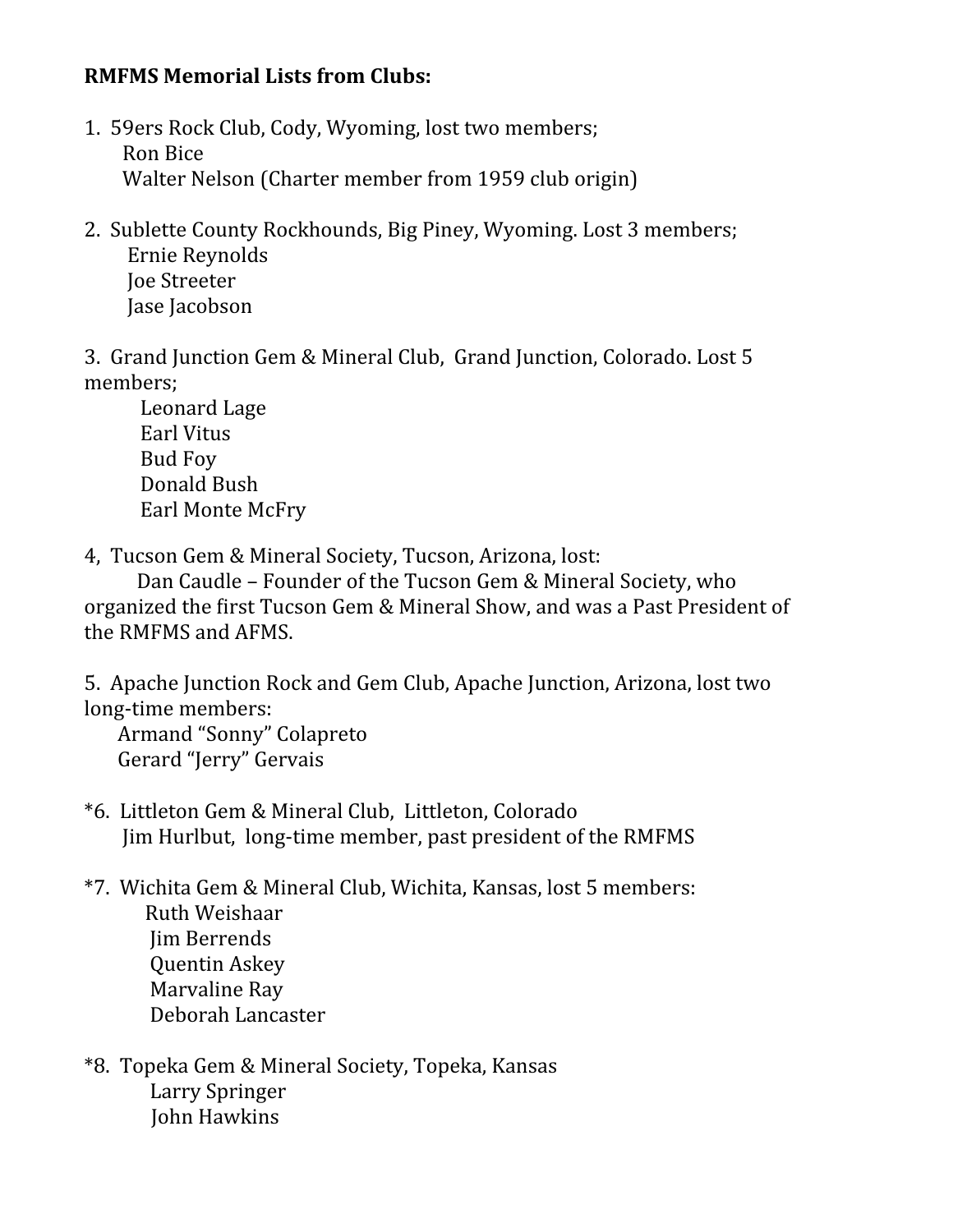**RMFMS Memorial Lists from Clubs:**

1. 59ers Rock Club, Cody, Wyoming, lost two members;
   Ron Bice
   Walter Nelson (Charter member from 1959 club origin)

2. Sublette County Rockhounds, Big Piney, Wyoming. Lost 3 members;
   Ernie Reynolds
   Joe Streeter
   Jase Jacobson

3. Grand Junction Gem & Mineral Club, Grand Junction, Colorado. Lost 5 members;
   Leonard Lage
   Earl Vitus
   Bud Foy
   Donald Bush
   Earl Monte McFry

4, Tucson Gem & Mineral Society, Tucson, Arizona, lost:
   Dan Caudle – Founder of the Tucson Gem & Mineral Society, who organized the first Tucson Gem & Mineral Show, and was a Past President of the RMFMS and AFMS.

5. Apache Junction Rock and Gem Club, Apache Junction, Arizona, lost two long-time members:
   Armand "Sonny" Colapreto
   Gerard "Jerry" Gervais

*6. Littleton Gem & Mineral Club, Littleton, Colorado
   Jim Hurlbut, long-time member, past president of the RMFMS

*7. Wichita Gem & Mineral Club, Wichita, Kansas, lost 5 members:
   Ruth Weishaar
   Jim Berrends
   Quentin Askey
   Marvaline Ray
   Deborah Lancaster

*8. Topeka Gem & Mineral Society, Topeka, Kansas
   Larry Springer
   John Hawkins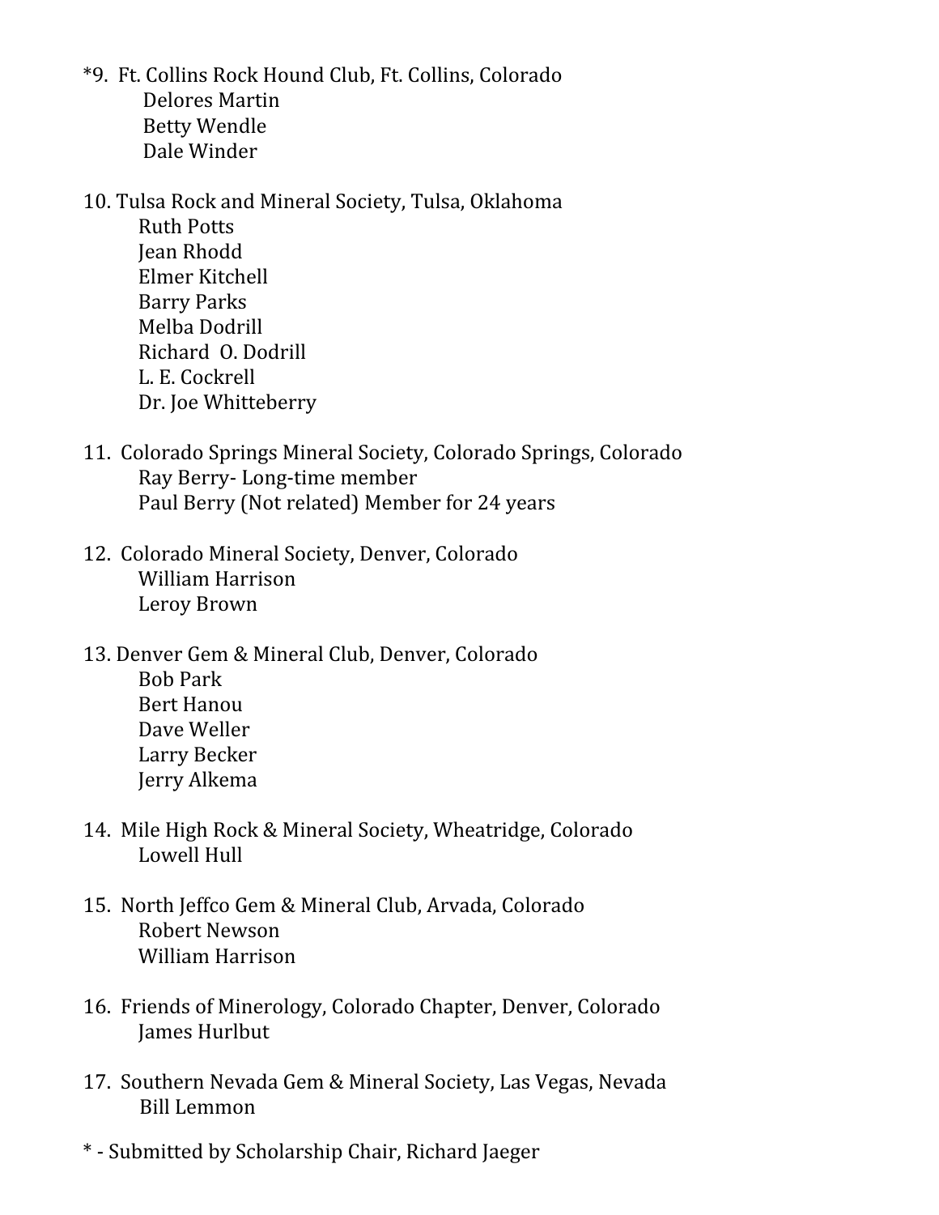*9. Ft. Collins Rock Hound Club, Ft. Collins, Colorado
- Delores Martin
- Betty Wendle
- Dale Winder

10. Tulsa Rock and Mineral Society, Tulsa, Oklahoma
- Ruth Potts
- Jean Rhodd
- Elmer Kitchell
- Barry Parks
- Melba Dodrill
- Richard O. Dodrill
- L. E. Cockrell
- Dr. Joe Whitteberry

11. Colorado Springs Mineral Society, Colorado Springs, Colorado
- Ray Berry- Long-time member
- Paul Berry (Not related) Member for 24 years

12. Colorado Mineral Society, Denver, Colorado
- William Harrison
- Leroy Brown

13. Denver Gem & Mineral Club, Denver, Colorado
- Bob Park
- Bert Hanou
- Dave Weller
- Larry Becker
- Jerry Alkema

14. Mile High Rock & Mineral Society, Wheatridge, Colorado
- Lowell Hull

15. North Jeffco Gem & Mineral Club, Arvada, Colorado
- Robert Newson
- William Harrison

16. Friends of Minerology, Colorado Chapter, Denver, Colorado
- James Hurlbut

17. Southern Nevada Gem & Mineral Society, Las Vegas, Nevada
- Bill Lemmon

\* - Submitted by Scholarship Chair, Richard Jaeger